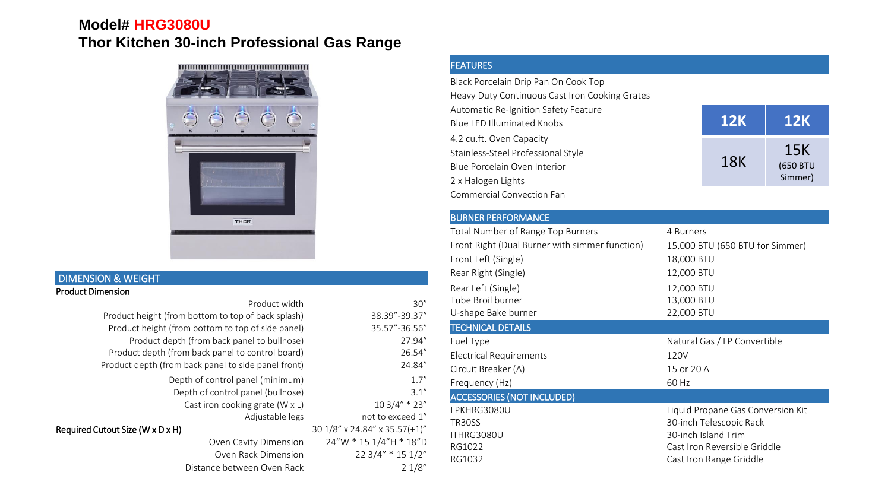# Model# HRG3080U

## Thor Kitchen 30-inch Professional Gas Range

## DIMENSION & WEIGHT

**Product Dimension**

| | |
|---|---|
| Product width | 30" |
| Product height (from bottom to top of back splash) | 38.39"-39.37" |
| Product height (from bottom to top of side panel) | 35.57"-36.56" |
| Product depth (from back panel to bullnose) | 27.94" |
| Product depth (from back panel to control board) | 26.54" |
| Product depth (from back panel to side panel front) | 24.84" |
| Depth of control panel (minimum) | 1.7" |
| Depth of control panel (bullnose) | 3.1" |
| Cast iron cooking grate (W x L) | 10 3/4" * 23" |
| Adjustable legs | not to exceed 1" |
| **Required Cutout Size (W x D x H)** | 30 1/8" x 24.84" x 35.57(+1)" |
| Oven Cavity Dimension | 24"W * 15 1/4"H * 18"D |
| Oven Rack Dimension | 22 3/4" * 15 1/2" |
| Distance between Oven Rack | 2 1/8" |

## FEATURES

- Black Porcelain Drip Pan On Cook Top
- Heavy Duty Continuous Cast Iron Cooking Grates
- Automatic Re-Ignition Safety Feature
- Blue LED Illuminated Knobs
- 4.2 cu.ft. Oven Capacity
- Stainless-Steel Professional Style
- Blue Porcelain Oven Interior
- 2 x Halogen Lights
- Commercial Convection Fan

| 12K | 12K |
|---|---|
| 18K | 15K (650 BTU Simmer) |

## BURNER PERFORMANCE

| | |
|---|---|
| Total Number of Range Top Burners | 4 Burners |
| Front Right (Dual Burner with simmer function) | 15,000 BTU (650 BTU for Simmer) |
| Front Left (Single) | 18,000 BTU |
| Rear Right (Single) | 12,000 BTU |
| Rear Left (Single) | 12,000 BTU |
| Tube Broil burner | 13,000 BTU |
| U-shape Bake burner | 22,000 BTU |

## TECHNICAL DETAILS

| | |
|---|---|
| Fuel Type | Natural Gas / LP Convertible |
| Electrical Requirements | 120V |
| Circuit Breaker (A) | 15 or 20 A |
| Frequency (Hz) | 60 Hz |

## ACCESSORIES (NOT INCLUDED)

| | |
|---|---|
| LPKHRG3080U | Liquid Propane Gas Conversion Kit |
| TR30SS | 30-inch Telescopic Rack |
| ITHRG3080U | 30-inch Island Trim |
| RG1022 | Cast Iron Reversible Griddle |
| RG1032 | Cast Iron Range Griddle |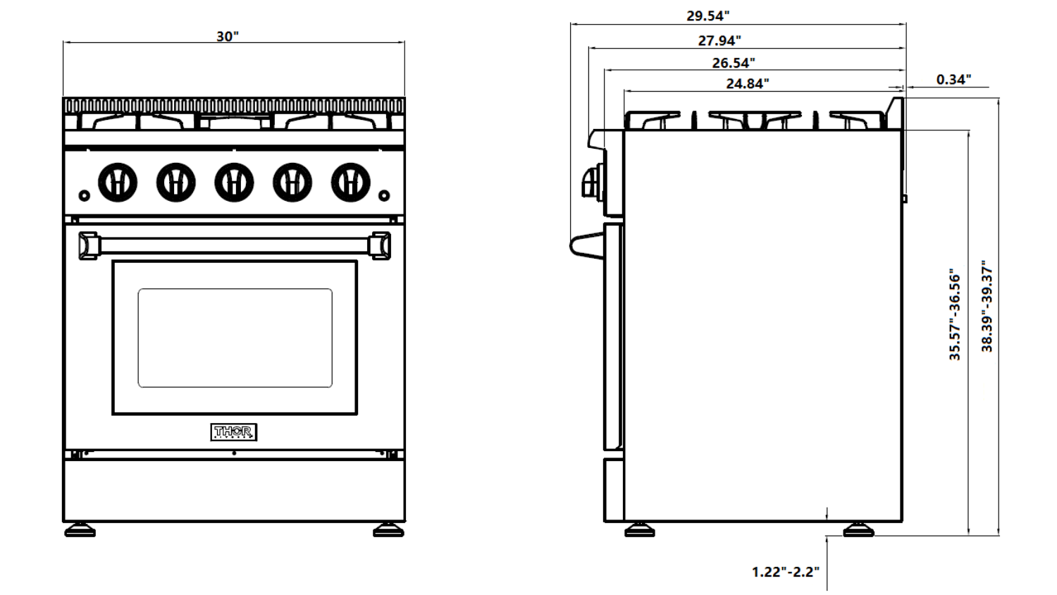30"

29.54"

27.94"

26.54"

24.84"

0.34"

35.57"-36.56"

38.39"-39.37"

1.22"-2.2"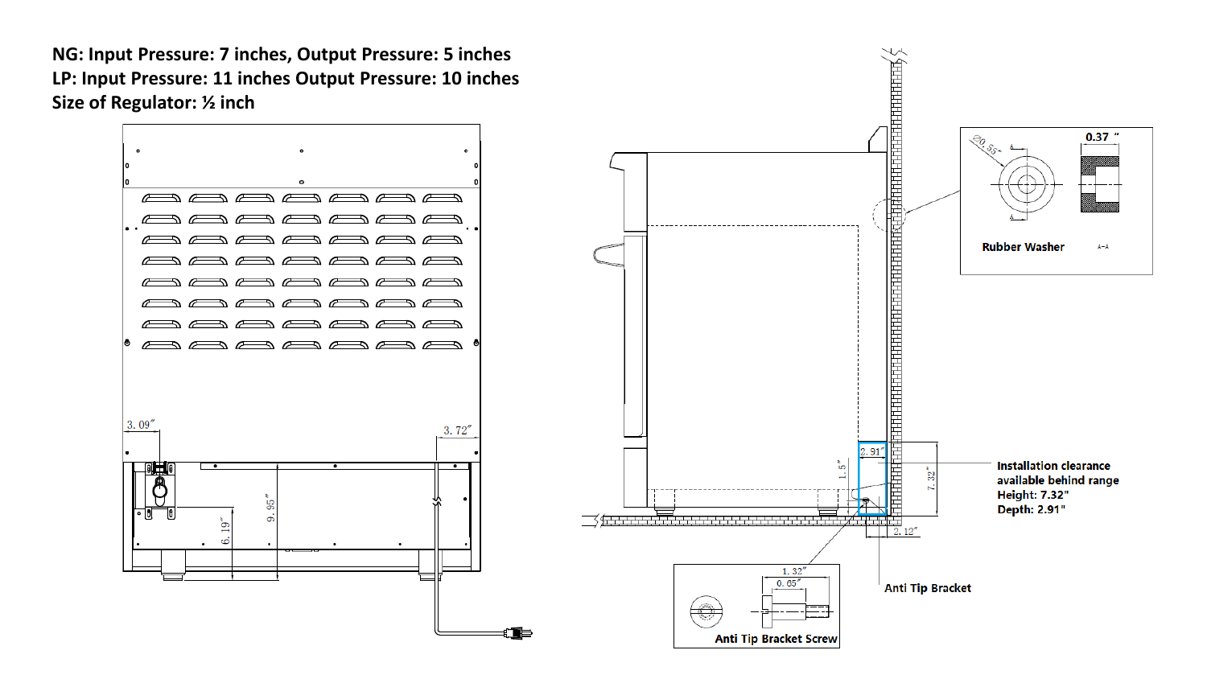**NG: Input Pressure: 7 inches, Output Pressure: 5 inches**
**LP: Input Pressure: 11 inches Output Pressure: 10 inches**
**Size of Regulator: ½ inch**

3.09″

3.72″

6.19″

9.95″

2.91″

1.5″

7.32″

2.12″

Ø0.55″

0.37 ″

**Rubber Washer**

A-A

**Installation clearance available behind range**
**Height: 7.32"**
**Depth: 2.91"**

**Anti Tip Bracket**

1.32″

0.65″

**Anti Tip Bracket Screw**